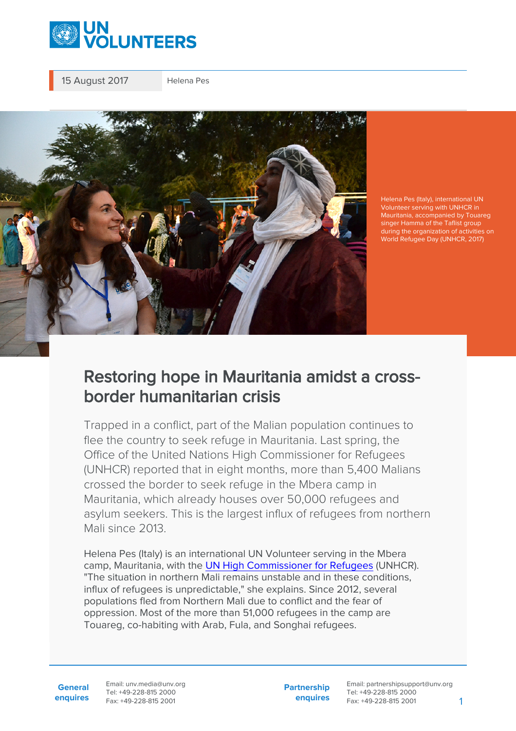15 August 2017

Helena Pes

Helena Pes (Italy), international UN Volunteer serving with UNHCR in Mauritania, accompanied by Touareg singer Hamma of the Taflist group during the organization of activities on World Refugee Day (UNHCR, 2017)

# Restoring hope in Mauritania amidst a cross-border humanitarian crisis

Trapped in a conflict, part of the Malian population continues to flee the country to seek refuge in Mauritania. Last spring, the Office of the United Nations High Commissioner for Refugees (UNHCR) reported that in eight months, more than 5,400 Malians crossed the border to seek refuge in the Mbera camp in Mauritania, which already houses over 50,000 refugees and asylum seekers. This is the largest influx of refugees from northern Mali since 2013.

Helena Pes (Italy) is an international UN Volunteer serving in the Mbera camp, Mauritania, with the UN High Commissioner for Refugees (UNHCR). "The situation in northern Mali remains unstable and in these conditions, influx of refugees is unpredictable," she explains. Since 2012, several populations fled from Northern Mali due to conflict and the fear of oppression. Most of the more than 51,000 refugees in the camp are Touareg, co-habiting with Arab, Fula, and Songhai refugees.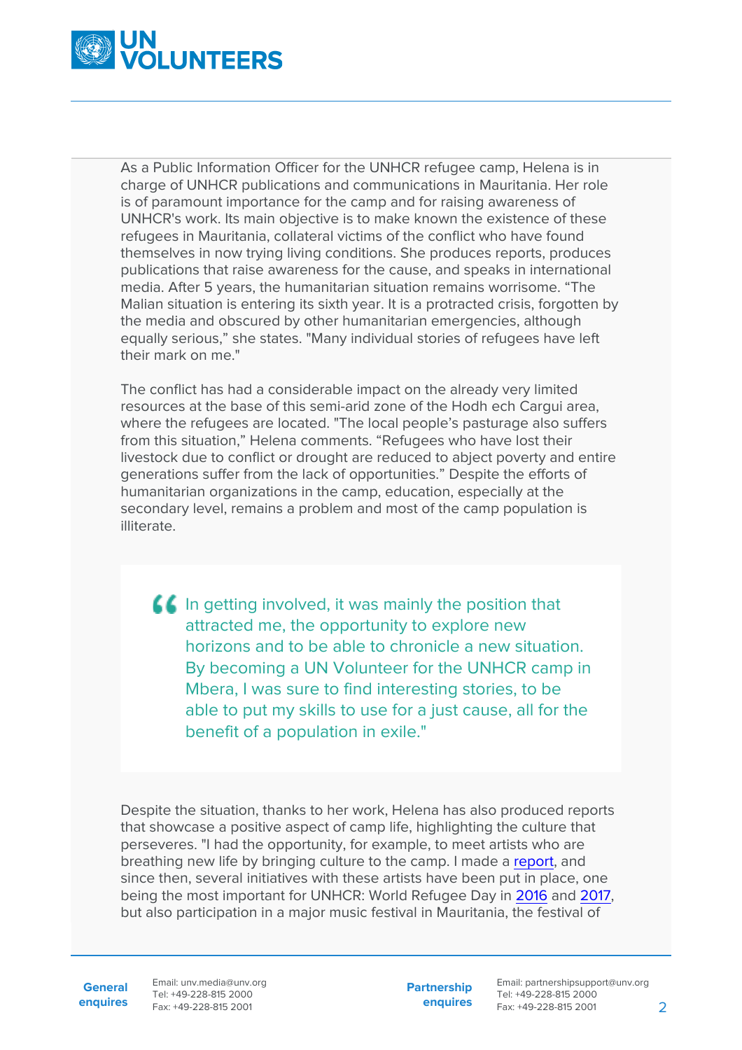As a Public Information Officer for the UNHCR refugee camp, Helena is in charge of UNHCR publications and communications in Mauritania. Her role is of paramount importance for the camp and for raising awareness of UNHCR's work. Its main objective is to make known the existence of these refugees in Mauritania, collateral victims of the conflict who have found themselves in now trying living conditions. She produces reports, produces publications that raise awareness for the cause, and speaks in international media. After 5 years, the humanitarian situation remains worrisome. “The Malian situation is entering its sixth year. It is a protracted crisis, forgotten by the media and obscured by other humanitarian emergencies, although equally serious,” she states. "Many individual stories of refugees have left their mark on me."

The conflict has had a considerable impact on the already very limited resources at the base of this semi-arid zone of the Hodh ech Cargui area, where the refugees are located. "The local people’s pasturage also suffers from this situation,” Helena comments. “Refugees who have lost their livestock due to conflict or drought are reduced to abject poverty and entire generations suffer from the lack of opportunities.” Despite the efforts of humanitarian organizations in the camp, education, especially at the secondary level, remains a problem and most of the camp population is illiterate.

> “In getting involved, it was mainly the position that attracted me, the opportunity to explore new horizons and to be able to chronicle a new situation. By becoming a UN Volunteer for the UNHCR camp in Mbera, I was sure to find interesting stories, to be able to put my skills to use for a just cause, all for the benefit of a population in exile."

Despite the situation, thanks to her work, Helena has also produced reports that showcase a positive aspect of camp life, highlighting the culture that perseveres. "I had the opportunity, for example, to meet artists who are breathing new life by bringing culture to the camp. I made a report, and since then, several initiatives with these artists have been put in place, one being the most important for UNHCR: World Refugee Day in 2016 and 2017, but also participation in a major music festival in Mauritania, the festival of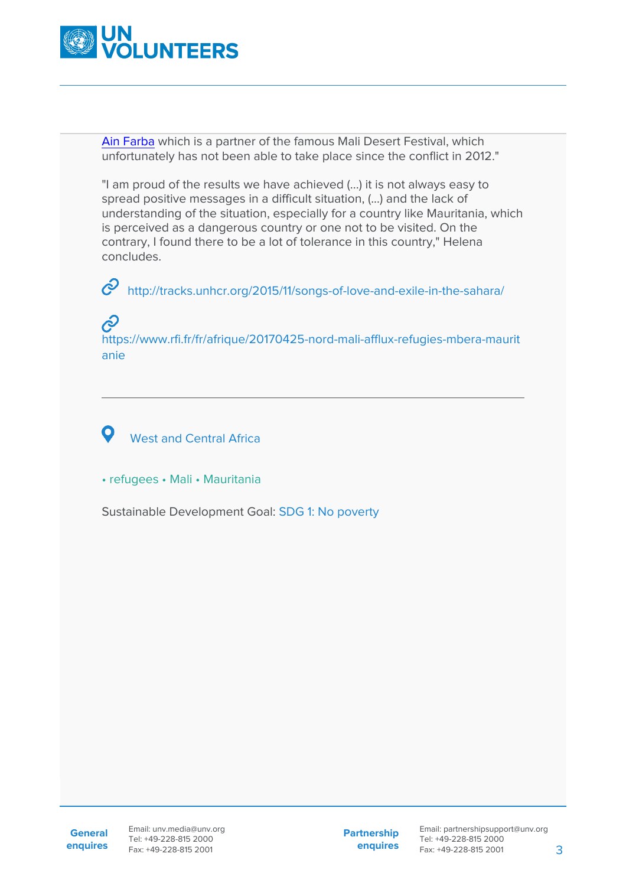Ain Farba which is a partner of the famous Mali Desert Festival, which unfortunately has not been able to take place since the conflict in 2012."

"I am proud of the results we have achieved (...) it is not always easy to spread positive messages in a difficult situation, (...) and the lack of understanding of the situation, especially for a country like Mauritania, which is perceived as a dangerous country or one not to be visited. On the contrary, I found there to be a lot of tolerance in this country," Helena concludes.

http://tracks.unhcr.org/2015/11/songs-of-love-and-exile-in-the-sahara/

https://www.rfi.fr/fr/afrique/20170425-nord-mali-afflux-refugies-mbera-mauritanie

---

West and Central Africa

• refugees • Mali • Mauritania

Sustainable Development Goal: SDG 1: No poverty

**General enquires** Email: unv.media@unv.org Tel: +49-228-815 2000 Fax: +49-228-815 2001

**Partnership enquires** Email: partnershipsupport@unv.org Tel: +49-228-815 2000 Fax: +49-228-815 2001